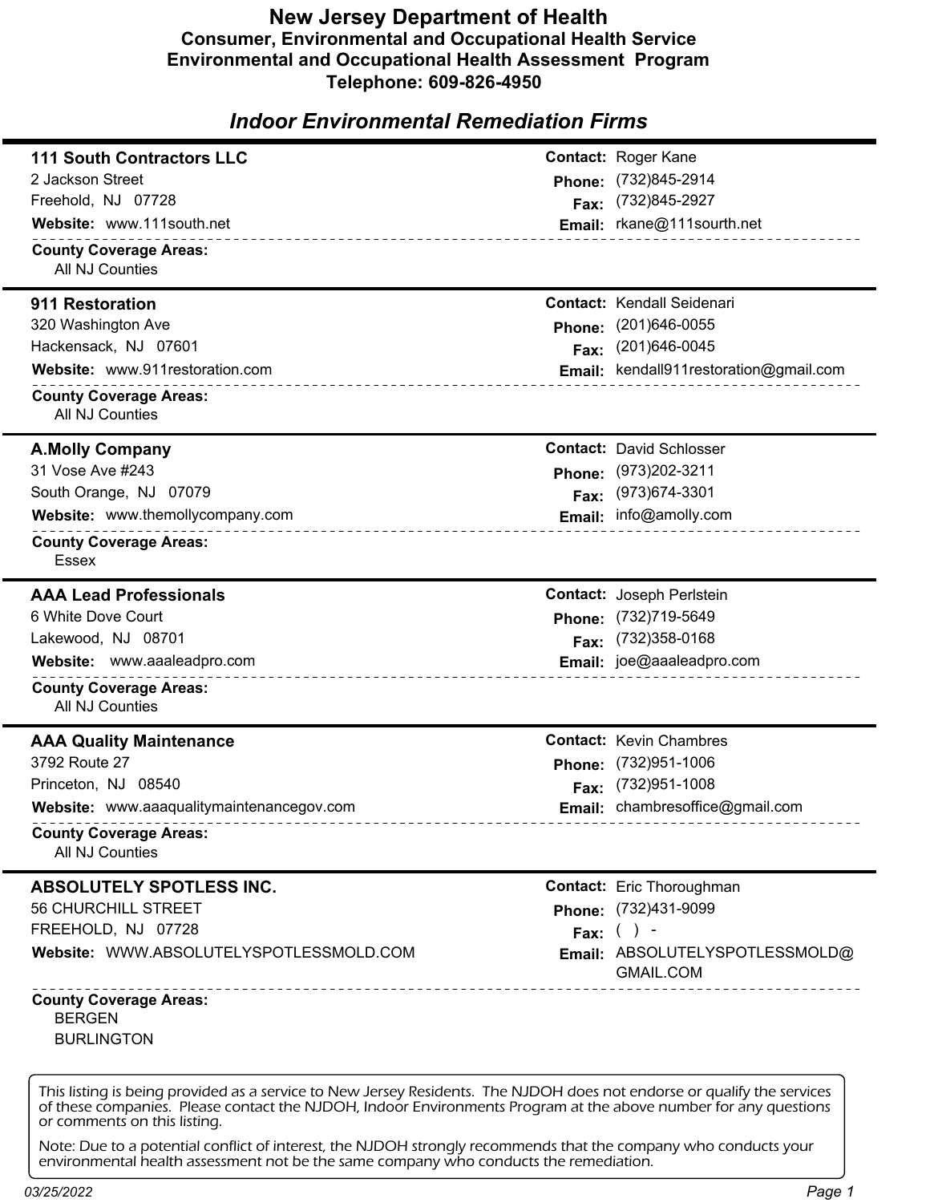# New Jersey Department of Health

## Consumer, Environmental and Occupational Health Service

## Environmental and Occupational Health Assessment Program

**Telephone: 609-826-4950**

## *Indoor Environmental Remediation Firms*

---

### 111 South Contractors LLC

2 Jackson Street
Freehold, NJ 07728
**Website:** www.111south.net

**Contact:** Roger Kane
**Phone:** (732)845-2914
**Fax:** (732)845-2927
**Email:** rkane@111sourth.net

**County Coverage Areas:**
All NJ Counties

---

### 911 Restoration

320 Washington Ave
Hackensack, NJ 07601
**Website:** www.911restoration.com

**Contact:** Kendall Seidenari
**Phone:** (201)646-0055
**Fax:** (201)646-0045
**Email:** kendall911restoration@gmail.com

**County Coverage Areas:**
All NJ Counties

---

### A.Molly Company

31 Vose Ave #243
South Orange, NJ 07079
**Website:** www.themollycompany.com

**Contact:** David Schlosser
**Phone:** (973)202-3211
**Fax:** (973)674-3301
**Email:** info@amolly.com

**County Coverage Areas:**
Essex

---

### AAA Lead Professionals

6 White Dove Court
Lakewood, NJ 08701
**Website:** www.aaaleadpro.com

**Contact:** Joseph Perlstein
**Phone:** (732)719-5649
**Fax:** (732)358-0168
**Email:** joe@aaaleadpro.com

**County Coverage Areas:**
All NJ Counties

---

### AAA Quality Maintenance

3792 Route 27
Princeton, NJ 08540
**Website:** www.aaaqualitymaintenancegov.com

**Contact:** Kevin Chambres
**Phone:** (732)951-1006
**Fax:** (732)951-1008
**Email:** chambresoffice@gmail.com

**County Coverage Areas:**
All NJ Counties

---

### ABSOLUTELY SPOTLESS INC.

56 CHURCHILL STREET
FREEHOLD, NJ 07728
**Website:** WWW.ABSOLUTELYSPOTLESSMOLD.COM

**Contact:** Eric Thoroughman
**Phone:** (732)431-9099
**Fax:** ( ) -
**Email:** ABSOLUTELYSPOTLESSMOLD@GMAIL.COM

**County Coverage Areas:**
BERGEN
BURLINGTON

---

This listing is being provided as a service to New Jersey Residents. The NJDOH does not endorse or qualify the services of these companies. Please contact the NJDOH, Indoor Environments Program at the above number for any questions or comments on this listing.

Note: Due to a potential conflict of interest, the NJDOH strongly recommends that the company who conducts your environmental health assessment not be the same company who conducts the remediation.

03/25/2022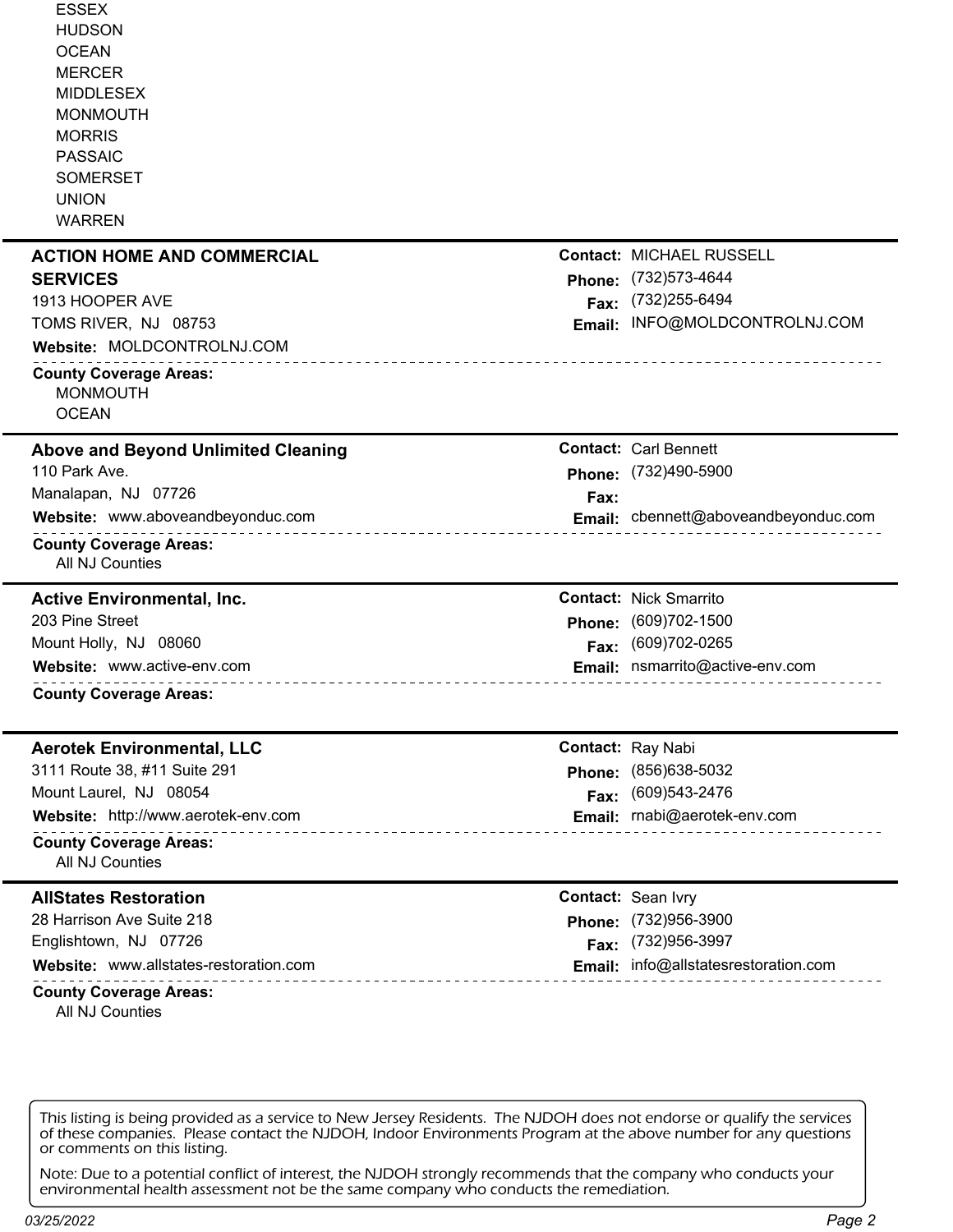ESSEX
HUDSON
OCEAN
MERCER
MIDDLESEX
MONMOUTH
MORRIS
PASSAIC
SOMERSET
UNION
WARREN

---

**ACTION HOME AND COMMERCIAL SERVICES**
1913 HOOPER AVE
TOMS RIVER, NJ 08753
**Website:** MOLDCONTROLNJ.COM

**Contact:** MICHAEL RUSSELL
**Phone:** (732)573-4644
**Fax:** (732)255-6494
**Email:** INFO@MOLDCONTROLNJ.COM

**County Coverage Areas:**
MONMOUTH
OCEAN

---

**Above and Beyond Unlimited Cleaning**
110 Park Ave.
Manalapan, NJ 07726
**Website:** www.aboveandbeyonduc.com

**Contact:** Carl Bennett
**Phone:** (732)490-5900
**Fax:**
**Email:** cbennett@aboveandbeyonduc.com

**County Coverage Areas:**
All NJ Counties

---

**Active Environmental, Inc.**
203 Pine Street
Mount Holly, NJ 08060
**Website:** www.active-env.com

**Contact:** Nick Smarrito
**Phone:** (609)702-1500
**Fax:** (609)702-0265
**Email:** nsmarrito@active-env.com

**County Coverage Areas:**

---

**Aerotek Environmental, LLC**
3111 Route 38, #11 Suite 291
Mount Laurel, NJ 08054
**Website:** http://www.aerotek-env.com

**Contact:** Ray Nabi
**Phone:** (856)638-5032
**Fax:** (609)543-2476
**Email:** rnabi@aerotek-env.com

**County Coverage Areas:**
All NJ Counties

---

**AllStates Restoration**
28 Harrison Ave Suite 218
Englishtown, NJ 07726
**Website:** www.allstates-restoration.com

**Contact:** Sean Ivry
**Phone:** (732)956-3900
**Fax:** (732)956-3997
**Email:** info@allstatesrestoration.com

**County Coverage Areas:**
All NJ Counties

---

This listing is being provided as a service to New Jersey Residents. The NJDOH does not endorse or qualify the services of these companies. Please contact the NJDOH, Indoor Environments Program at the above number for any questions or comments on this listing.

Note: Due to a potential conflict of interest, the NJDOH strongly recommends that the company who conducts your environmental health assessment not be the same company who conducts the remediation.

03/25/2022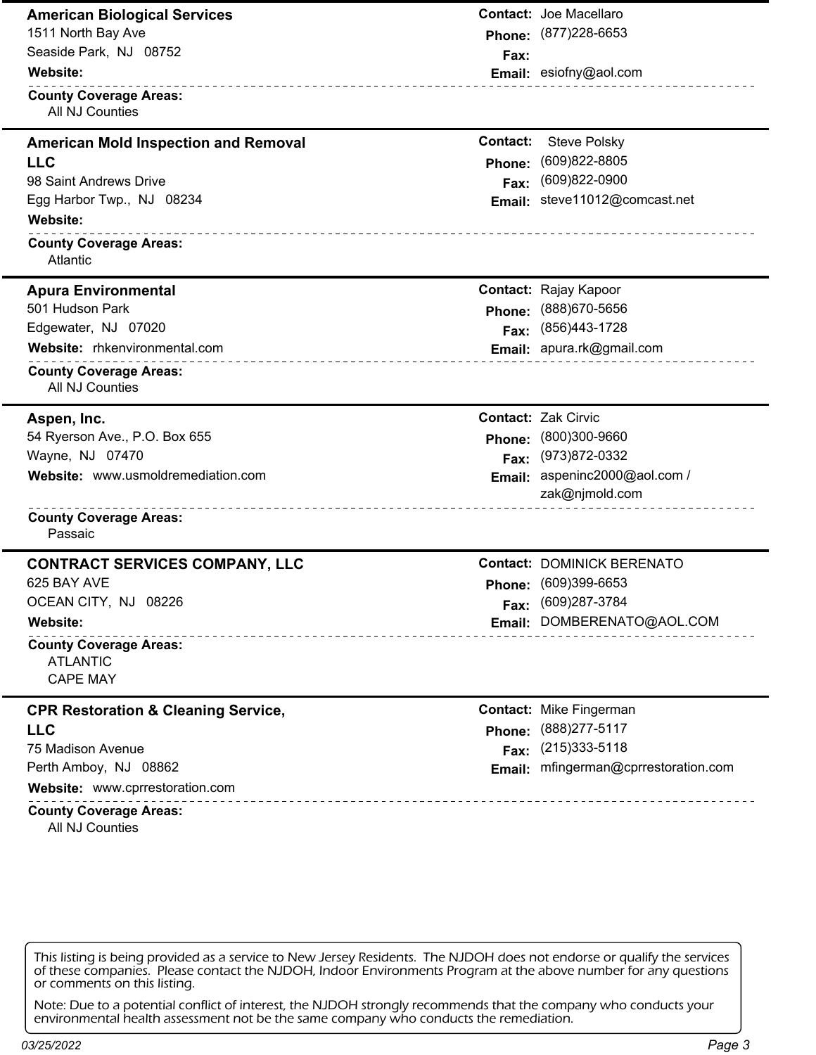## American Biological Services

1511 North Bay Ave
Seaside Park, NJ 08752

**Website:**

**Contact:** Joe Macellaro
**Phone:** (877)228-6653
**Fax:**
**Email:** esiofny@aol.com

**County Coverage Areas:**
All NJ Counties

---

## American Mold Inspection and Removal LLC

98 Saint Andrews Drive
Egg Harbor Twp., NJ 08234

**Website:**

**Contact:** Steve Polsky
**Phone:** (609)822-8805
**Fax:** (609)822-0900
**Email:** steve11012@comcast.net

**County Coverage Areas:**
Atlantic

---

## Apura Environmental

501 Hudson Park
Edgewater, NJ 07020

**Website:** rhkenvironmental.com

**Contact:** Rajay Kapoor
**Phone:** (888)670-5656
**Fax:** (856)443-1728
**Email:** apura.rk@gmail.com

**County Coverage Areas:**
All NJ Counties

---

## Aspen, Inc.

54 Ryerson Ave., P.O. Box 655
Wayne, NJ 07470

**Website:** www.usmoldremediation.com

**Contact:** Zak Cirvic
**Phone:** (800)300-9660
**Fax:** (973)872-0332
**Email:** aspeninc2000@aol.com / zak@njmold.com

**County Coverage Areas:**
Passaic

---

## CONTRACT SERVICES COMPANY, LLC

625 BAY AVE
OCEAN CITY, NJ 08226

**Website:**

**Contact:** DOMINICK BERENATO
**Phone:** (609)399-6653
**Fax:** (609)287-3784
**Email:** DOMBERENATO@AOL.COM

**County Coverage Areas:**
ATLANTIC
CAPE MAY

---

## CPR Restoration & Cleaning Service, LLC

75 Madison Avenue
Perth Amboy, NJ 08862

**Website:** www.cprrestoration.com

**Contact:** Mike Fingerman
**Phone:** (888)277-5117
**Fax:** (215)333-5118
**Email:** mfingerman@cprrestoration.com

**County Coverage Areas:**
All NJ Counties

---

This listing is being provided as a service to New Jersey Residents. The NJDOH does not endorse or qualify the services of these companies. Please contact the NJDOH, Indoor Environments Program at the above number for any questions or comments on this listing.

Note: Due to a potential conflict of interest, the NJDOH strongly recommends that the company who conducts your environmental health assessment not be the same company who conducts the remediation.

03/25/2022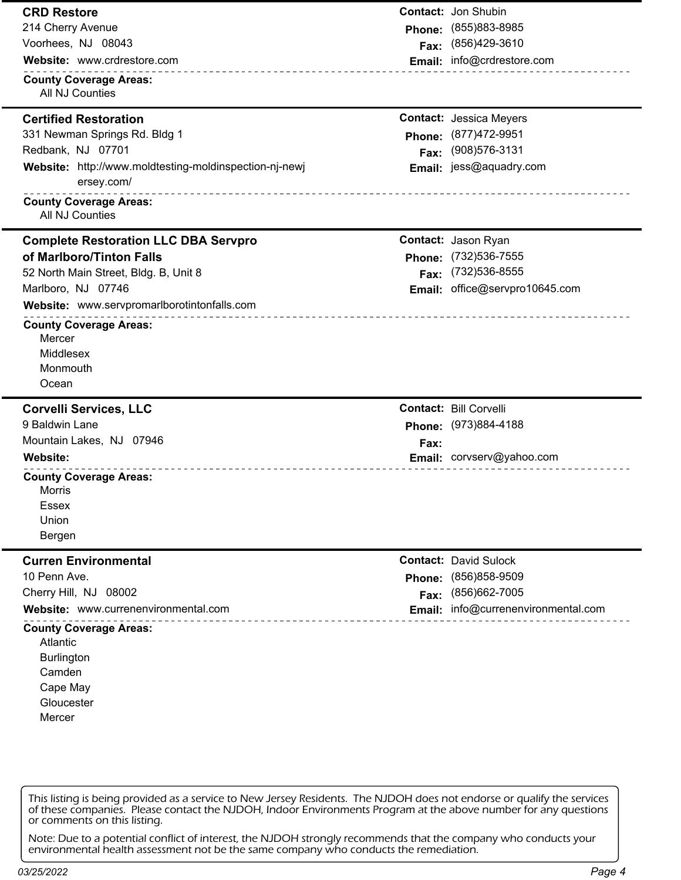## CRD Restore

214 Cherry Avenue
Voorhees, NJ 08043

**Website:** www.crdrestore.com

**Contact:** Jon Shubin
**Phone:** (855)883-8985
**Fax:** (856)429-3610
**Email:** info@crdrestore.com

**County Coverage Areas:**
- All NJ Counties

---

## Certified Restoration

331 Newman Springs Rd. Bldg 1
Redbank, NJ 07701

**Website:** http://www.moldtesting-moldinspection-nj-newjersey.com/

**Contact:** Jessica Meyers
**Phone:** (877)472-9951
**Fax:** (908)576-3131
**Email:** jess@aquadry.com

**County Coverage Areas:**
- All NJ Counties

---

## Complete Restoration LLC DBA Servpro of Marlboro/Tinton Falls

52 North Main Street, Bldg. B, Unit 8
Marlboro, NJ 07746

**Website:** www.servpromarlborotintonfalls.com

**Contact:** Jason Ryan
**Phone:** (732)536-7555
**Fax:** (732)536-8555
**Email:** office@servpro10645.com

**County Coverage Areas:**
- Mercer
- Middlesex
- Monmouth
- Ocean

---

## Corvelli Services, LLC

9 Baldwin Lane
Mountain Lakes, NJ 07946

**Website:**

**Contact:** Bill Corvelli
**Phone:** (973)884-4188
**Fax:**
**Email:** corvserv@yahoo.com

**County Coverage Areas:**
- Morris
- Essex
- Union
- Bergen

---

## Curren Environmental

10 Penn Ave.
Cherry Hill, NJ 08002

**Website:** www.currenenvironmental.com

**Contact:** David Sulock
**Phone:** (856)858-9509
**Fax:** (856)662-7005
**Email:** info@currenenvironmental.com

**County Coverage Areas:**
- Atlantic
- Burlington
- Camden
- Cape May
- Gloucester
- Mercer

---

This listing is being provided as a service to New Jersey Residents. The NJDOH does not endorse or qualify the services of these companies. Please contact the NJDOH, Indoor Environments Program at the above number for any questions or comments on this listing.

Note: Due to a potential conflict of interest, the NJDOH strongly recommends that the company who conducts your environmental health assessment not be the same company who conducts the remediation.

03/25/2022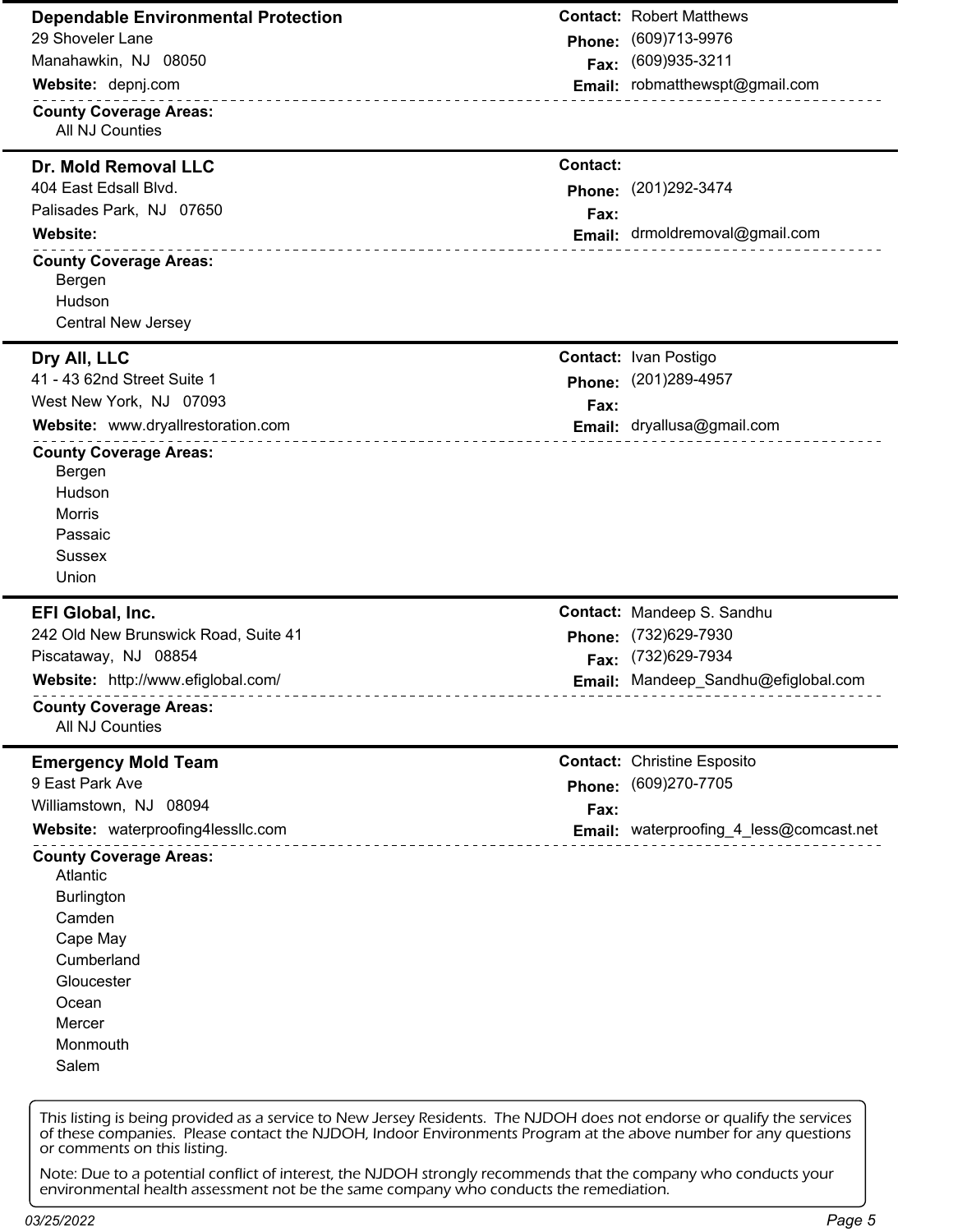## Dependable Environmental Protection

29 Shoveler Lane
Manahawkin, NJ 08050

**Website:** depnj.com

**Contact:** Robert Matthews
**Phone:** (609)713-9976
**Fax:** (609)935-3211
**Email:** robmatthewspt@gmail.com

**County Coverage Areas:**
- All NJ Counties

---

## Dr. Mold Removal LLC

404 East Edsall Blvd.
Palisades Park, NJ 07650

**Website:**

**Contact:**
**Phone:** (201)292-3474
**Fax:**
**Email:** drmoldremoval@gmail.com

**County Coverage Areas:**
- Bergen
- Hudson
- Central New Jersey

---

## Dry All, LLC

41 - 43 62nd Street Suite 1
West New York, NJ 07093

**Website:** www.dryallrestoration.com

**Contact:** Ivan Postigo
**Phone:** (201)289-4957
**Fax:**
**Email:** dryallusa@gmail.com

**County Coverage Areas:**
- Bergen
- Hudson
- Morris
- Passaic
- Sussex
- Union

---

## EFI Global, Inc.

242 Old New Brunswick Road, Suite 41
Piscataway, NJ 08854

**Website:** http://www.efiglobal.com/

**Contact:** Mandeep S. Sandhu
**Phone:** (732)629-7930
**Fax:** (732)629-7934
**Email:** Mandeep_Sandhu@efiglobal.com

**County Coverage Areas:**
- All NJ Counties

---

## Emergency Mold Team

9 East Park Ave
Williamstown, NJ 08094

**Website:** waterproofing4lessllc.com

**Contact:** Christine Esposito
**Phone:** (609)270-7705
**Fax:**
**Email:** waterproofing_4_less@comcast.net

**County Coverage Areas:**
- Atlantic
- Burlington
- Camden
- Cape May
- Cumberland
- Gloucester
- Ocean
- Mercer
- Monmouth
- Salem

---

This listing is being provided as a service to New Jersey Residents. The NJDOH does not endorse or qualify the services of these companies. Please contact the NJDOH, Indoor Environments Program at the above number for any questions or comments on this listing.

Note: Due to a potential conflict of interest, the NJDOH strongly recommends that the company who conducts your environmental health assessment not be the same company who conducts the remediation.

03/25/2022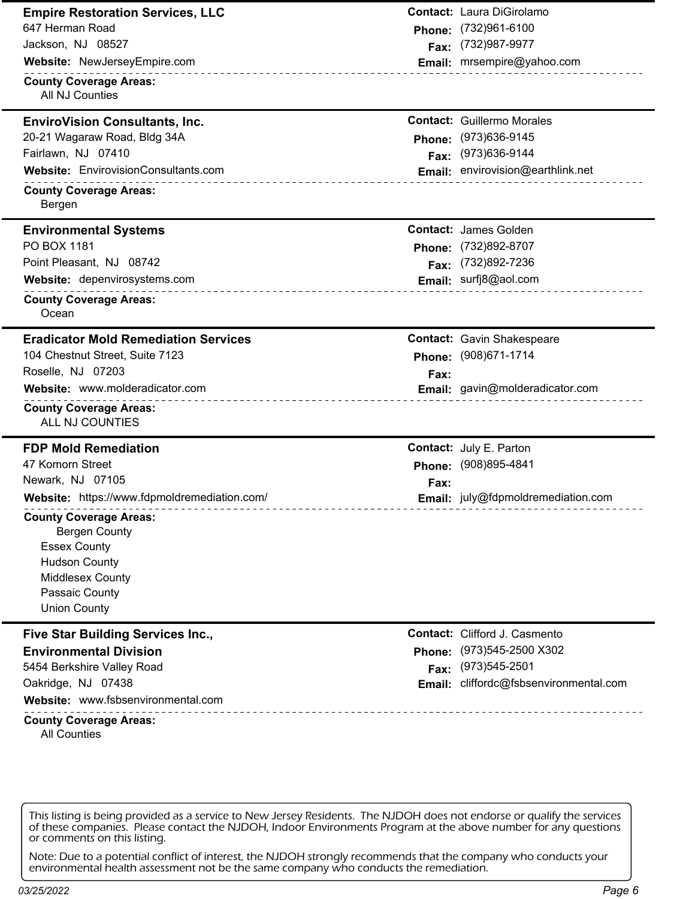## Empire Restoration Services, LLC

647 Herman Road
Jackson, NJ 08527

**Website:** NewJerseyEmpire.com

**Contact:** Laura DiGirolamo
**Phone:** (732)961-6100
**Fax:** (732)987-9977
**Email:** mrsempire@yahoo.com

**County Coverage Areas:**
All NJ Counties

---

## EnviroVision Consultants, Inc.

20-21 Wagaraw Road, Bldg 34A
Fairlawn, NJ 07410

**Website:** EnvirovisionConsultants.com

**Contact:** Guillermo Morales
**Phone:** (973)636-9145
**Fax:** (973)636-9144
**Email:** envirovision@earthlink.net

**County Coverage Areas:**
Bergen

---

## Environmental Systems

PO BOX 1181
Point Pleasant, NJ 08742

**Website:** depenvirosystems.com

**Contact:** James Golden
**Phone:** (732)892-8707
**Fax:** (732)892-7236
**Email:** surfj8@aol.com

**County Coverage Areas:**
Ocean

---

## Eradicator Mold Remediation Services

104 Chestnut Street, Suite 7123
Roselle, NJ 07203

**Website:** www.molderadicator.com

**Contact:** Gavin Shakespeare
**Phone:** (908)671-1714
**Fax:**
**Email:** gavin@molderadicator.com

**County Coverage Areas:**
ALL NJ COUNTIES

---

## FDP Mold Remediation

47 Komorn Street
Newark, NJ 07105

**Website:** https://www.fdpmoldremediation.com/

**Contact:** July E. Parton
**Phone:** (908)895-4841
**Fax:**
**Email:** july@fdpmoldremediation.com

**County Coverage Areas:**
Bergen County
Essex County
Hudson County
Middlesex County
Passaic County
Union County

---

## Five Star Building Services Inc., Environmental Division

5454 Berkshire Valley Road
Oakridge, NJ 07438

**Website:** www.fsbsenvironmental.com

**Contact:** Clifford J. Casmento
**Phone:** (973)545-2500 X302
**Fax:** (973)545-2501
**Email:** cliffordc@fsbsenvironmental.com

**County Coverage Areas:**
All Counties

---

This listing is being provided as a service to New Jersey Residents. The NJDOH does not endorse or qualify the services of these companies. Please contact the NJDOH, Indoor Environments Program at the above number for any questions or comments on this listing.

Note: Due to a potential conflict of interest, the NJDOH strongly recommends that the company who conducts your environmental health assessment not be the same company who conducts the remediation.

03/25/2022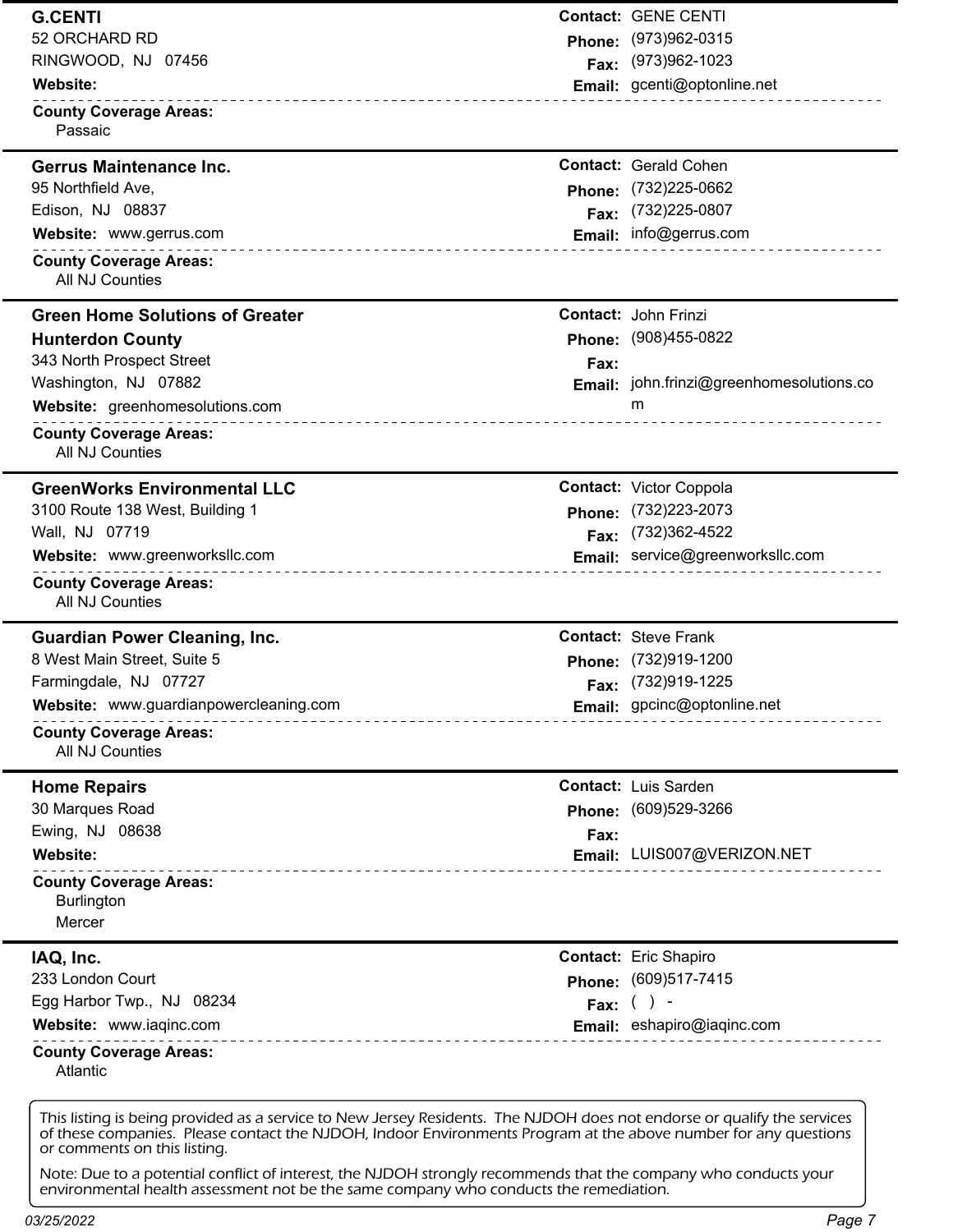## G.CENTI

52 ORCHARD RD
RINGWOOD, NJ 07456

**Website:**

**Contact:** GENE CENTI
**Phone:** (973)962-0315
**Fax:** (973)962-1023
**Email:** gcenti@optonline.net

**County Coverage Areas:**
Passaic

---

## Gerrus Maintenance Inc.

95 Northfield Ave,
Edison, NJ 08837

**Website:** www.gerrus.com

**Contact:** Gerald Cohen
**Phone:** (732)225-0662
**Fax:** (732)225-0807
**Email:** info@gerrus.com

**County Coverage Areas:**
All NJ Counties

---

## Green Home Solutions of Greater Hunterdon County

343 North Prospect Street
Washington, NJ 07882

**Website:** greenhomesolutions.com

**Contact:** John Frinzi
**Phone:** (908)455-0822
**Fax:**
**Email:** john.frinzi@greenhomesolutions.com

**County Coverage Areas:**
All NJ Counties

---

## GreenWorks Environmental LLC

3100 Route 138 West, Building 1
Wall, NJ 07719

**Website:** www.greenworksllc.com

**Contact:** Victor Coppola
**Phone:** (732)223-2073
**Fax:** (732)362-4522
**Email:** service@greenworksllc.com

**County Coverage Areas:**
All NJ Counties

---

## Guardian Power Cleaning, Inc.

8 West Main Street, Suite 5
Farmingdale, NJ 07727

**Website:** www.guardianpowercleaning.com

**Contact:** Steve Frank
**Phone:** (732)919-1200
**Fax:** (732)919-1225
**Email:** gpcinc@optonline.net

**County Coverage Areas:**
All NJ Counties

---

## Home Repairs

30 Marques Road
Ewing, NJ 08638

**Website:**

**Contact:** Luis Sarden
**Phone:** (609)529-3266
**Fax:**
**Email:** LUIS007@VERIZON.NET

**County Coverage Areas:**
Burlington
Mercer

---

## IAQ, Inc.

233 London Court
Egg Harbor Twp., NJ 08234

**Website:** www.iaqinc.com

**Contact:** Eric Shapiro
**Phone:** (609)517-7415
**Fax:** ( ) -
**Email:** eshapiro@iaqinc.com

**County Coverage Areas:**
Atlantic

---

This listing is being provided as a service to New Jersey Residents. The NJDOH does not endorse or qualify the services of these companies. Please contact the NJDOH, Indoor Environments Program at the above number for any questions or comments on this listing.

Note: Due to a potential conflict of interest, the NJDOH strongly recommends that the company who conducts your environmental health assessment not be the same company who conducts the remediation.

03/25/2022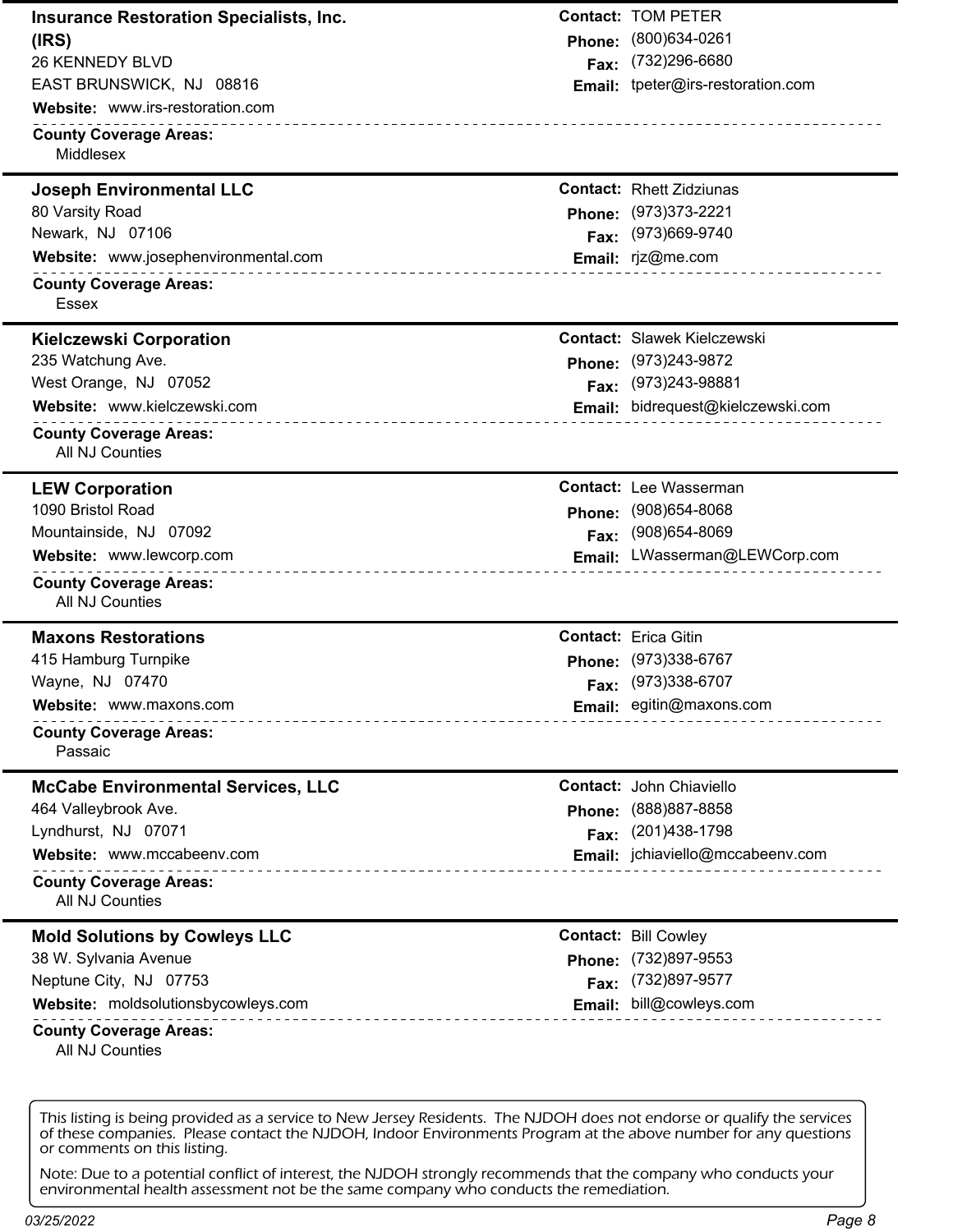## Insurance Restoration Specialists, Inc. (IRS)

26 KENNEDY BLVD
EAST BRUNSWICK, NJ 08816

**Website:** www.irs-restoration.com

**Contact:** TOM PETER
**Phone:** (800)634-0261
**Fax:** (732)296-6680
**Email:** tpeter@irs-restoration.com

**County Coverage Areas:**
Middlesex

---

## Joseph Environmental LLC

80 Varsity Road
Newark, NJ 07106

**Website:** www.josephenvironmental.com

**Contact:** Rhett Zidziunas
**Phone:** (973)373-2221
**Fax:** (973)669-9740
**Email:** rjz@me.com

**County Coverage Areas:**
Essex

---

## Kielczewski Corporation

235 Watchung Ave.
West Orange, NJ 07052

**Website:** www.kielczewski.com

**Contact:** Slawek Kielczewski
**Phone:** (973)243-9872
**Fax:** (973)243-98881
**Email:** bidrequest@kielczewski.com

**County Coverage Areas:**
All NJ Counties

---

## LEW Corporation

1090 Bristol Road
Mountainside, NJ 07092

**Website:** www.lewcorp.com

**Contact:** Lee Wasserman
**Phone:** (908)654-8068
**Fax:** (908)654-8069
**Email:** LWasserman@LEWCorp.com

**County Coverage Areas:**
All NJ Counties

---

## Maxons Restorations

415 Hamburg Turnpike
Wayne, NJ 07470

**Website:** www.maxons.com

**Contact:** Erica Gitin
**Phone:** (973)338-6767
**Fax:** (973)338-6707
**Email:** egitin@maxons.com

**County Coverage Areas:**
Passaic

---

## McCabe Environmental Services, LLC

464 Valleybrook Ave.
Lyndhurst, NJ 07071

**Website:** www.mccabeenv.com

**Contact:** John Chiaviello
**Phone:** (888)887-8858
**Fax:** (201)438-1798
**Email:** jchiaviello@mccabeenv.com

**County Coverage Areas:**
All NJ Counties

---

## Mold Solutions by Cowleys LLC

38 W. Sylvania Avenue
Neptune City, NJ 07753

**Website:** moldsolutionsbycowleys.com

**Contact:** Bill Cowley
**Phone:** (732)897-9553
**Fax:** (732)897-9577
**Email:** bill@cowleys.com

**County Coverage Areas:**
All NJ Counties

---

This listing is being provided as a service to New Jersey Residents. The NJDOH does not endorse or qualify the services of these companies. Please contact the NJDOH, Indoor Environments Program at the above number for any questions or comments on this listing.

Note: Due to a potential conflict of interest, the NJDOH strongly recommends that the company who conducts your environmental health assessment not be the same company who conducts the remediation.

03/25/2022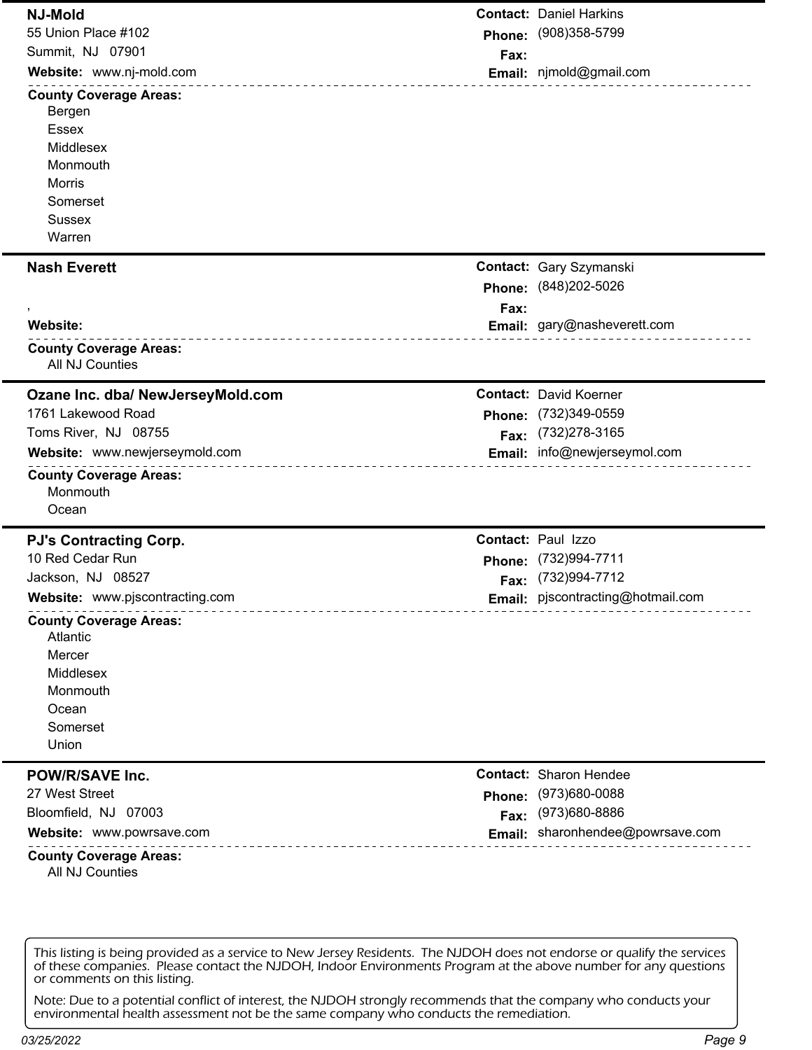## NJ-Mold

55 Union Place #102
Summit, NJ 07901

**Website:** www.nj-mold.com

**Contact:** Daniel Harkins
**Phone:** (908)358-5799
**Fax:**
**Email:** njmold@gmail.com

**County Coverage Areas:**

- Bergen
- Essex
- Middlesex
- Monmouth
- Morris
- Somerset
- Sussex
- Warren

## Nash Everett

,

**Website:**

**Contact:** Gary Szymanski
**Phone:** (848)202-5026
**Fax:**
**Email:** gary@nasheverett.com

**County Coverage Areas:**

- All NJ Counties

## Ozane Inc. dba/ NewJerseyMold.com

1761 Lakewood Road
Toms River, NJ 08755

**Website:** www.newjerseymold.com

**Contact:** David Koerner
**Phone:** (732)349-0559
**Fax:** (732)278-3165
**Email:** info@newjerseymol.com

**County Coverage Areas:**

- Monmouth
- Ocean

## PJ's Contracting Corp.

10 Red Cedar Run
Jackson, NJ 08527

**Website:** www.pjscontracting.com

**Contact:** Paul Izzo
**Phone:** (732)994-7711
**Fax:** (732)994-7712
**Email:** pjscontracting@hotmail.com

**County Coverage Areas:**

- Atlantic
- Mercer
- Middlesex
- Monmouth
- Ocean
- Somerset
- Union

## POW/R/SAVE Inc.

27 West Street
Bloomfield, NJ 07003

**Website:** www.powrsave.com

**Contact:** Sharon Hendee
**Phone:** (973)680-0088
**Fax:** (973)680-8886
**Email:** sharonhendee@powrsave.com

**County Coverage Areas:**

- All NJ Counties

---

This listing is being provided as a service to New Jersey Residents. The NJDOH does not endorse or qualify the services of these companies. Please contact the NJDOH, Indoor Environments Program at the above number for any questions or comments on this listing.

Note: Due to a potential conflict of interest, the NJDOH strongly recommends that the company who conducts your environmental health assessment not be the same company who conducts the remediation.

03/25/2022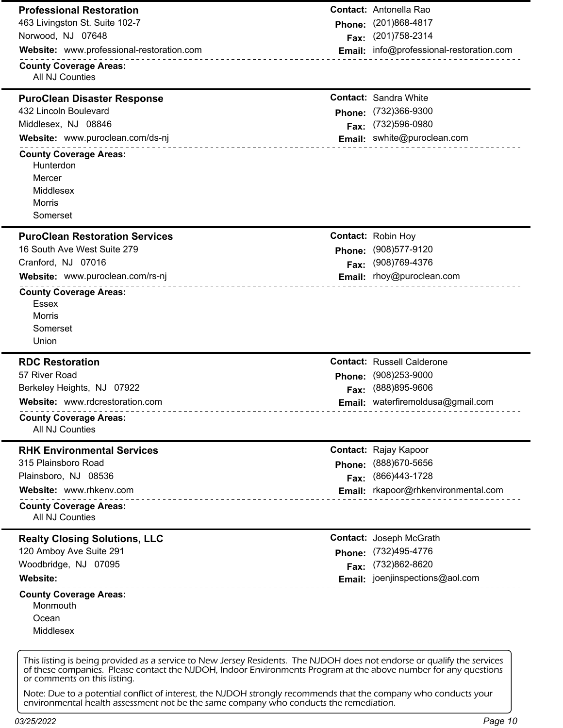## Professional Restoration

463 Livingston St. Suite 102-7
Norwood, NJ 07648

**Website:** www.professional-restoration.com

**Contact:** Antonella Rao
**Phone:** (201)868-4817
**Fax:** (201)758-2314
**Email:** info@professional-restoration.com

**County Coverage Areas:**

- All NJ Counties

## PuroClean Disaster Response

432 Lincoln Boulevard
Middlesex, NJ 08846

**Website:** www.puroclean.com/ds-nj

**Contact:** Sandra White
**Phone:** (732)366-9300
**Fax:** (732)596-0980
**Email:** swhite@puroclean.com

**County Coverage Areas:**

- Hunterdon
- Mercer
- Middlesex
- Morris
- Somerset

## PuroClean Restoration Services

16 South Ave West Suite 279
Cranford, NJ 07016

**Website:** www.puroclean.com/rs-nj

**Contact:** Robin Hoy
**Phone:** (908)577-9120
**Fax:** (908)769-4376
**Email:** rhoy@puroclean.com

**County Coverage Areas:**

- Essex
- Morris
- Somerset
- Union

## RDC Restoration

57 River Road
Berkeley Heights, NJ 07922

**Website:** www.rdcrestoration.com

**Contact:** Russell Calderone
**Phone:** (908)253-9000
**Fax:** (888)895-9606
**Email:** waterfiremoldusa@gmail.com

**County Coverage Areas:**

- All NJ Counties

## RHK Environmental Services

315 Plainsboro Road
Plainsboro, NJ 08536

**Website:** www.rhkenv.com

**Contact:** Rajay Kapoor
**Phone:** (888)670-5656
**Fax:** (866)443-1728
**Email:** rkapoor@rhkenvironmental.com

**County Coverage Areas:**

- All NJ Counties

## Realty Closing Solutions, LLC

120 Amboy Ave Suite 291
Woodbridge, NJ 07095

**Website:**

**Contact:** Joseph McGrath
**Phone:** (732)495-4776
**Fax:** (732)862-8620
**Email:** joenjinspections@aol.com

**County Coverage Areas:**

- Monmouth
- Ocean
- Middlesex

This listing is being provided as a service to New Jersey Residents. The NJDOH does not endorse or qualify the services of these companies. Please contact the NJDOH, Indoor Environments Program at the above number for any questions or comments on this listing.

Note: Due to a potential conflict of interest, the NJDOH strongly recommends that the company who conducts your environmental health assessment not be the same company who conducts the remediation.

03/25/2022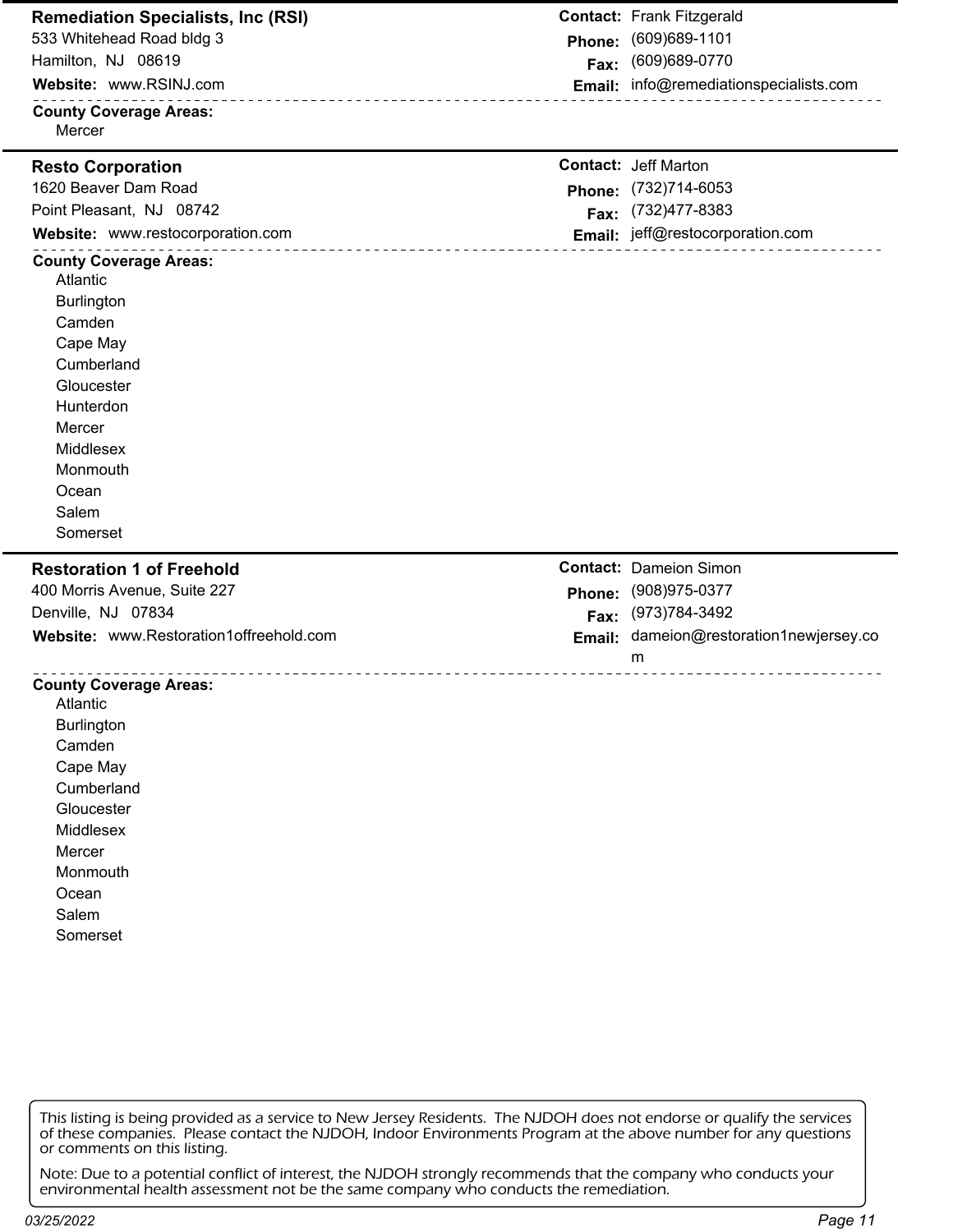### Remediation Specialists, Inc (RSI)

533 Whitehead Road bldg 3
Hamilton, NJ 08619

**Website:** www.RSINJ.com

**Contact:** Frank Fitzgerald
**Phone:** (609)689-1101
**Fax:** (609)689-0770
**Email:** info@remediationspecialists.com

**County Coverage Areas:**

- Mercer

---

### Resto Corporation

1620 Beaver Dam Road
Point Pleasant, NJ 08742

**Website:** www.restocorporation.com

**Contact:** Jeff Marton
**Phone:** (732)714-6053
**Fax:** (732)477-8383
**Email:** jeff@restocorporation.com

**County Coverage Areas:**

- Atlantic
- Burlington
- Camden
- Cape May
- Cumberland
- Gloucester
- Hunterdon
- Mercer
- Middlesex
- Monmouth
- Ocean
- Salem
- Somerset

---

### Restoration 1 of Freehold

400 Morris Avenue, Suite 227
Denville, NJ 07834

**Website:** www.Restoration1offreehold.com

**Contact:** Dameion Simon
**Phone:** (908)975-0377
**Fax:** (973)784-3492
**Email:** dameion@restoration1newjersey.com

**County Coverage Areas:**

- Atlantic
- Burlington
- Camden
- Cape May
- Cumberland
- Gloucester
- Middlesex
- Mercer
- Monmouth
- Ocean
- Salem
- Somerset

---

This listing is being provided as a service to New Jersey Residents. The NJDOH does not endorse or qualify the services of these companies. Please contact the NJDOH, Indoor Environments Program at the above number for any questions or comments on this listing.

Note: Due to a potential conflict of interest, the NJDOH strongly recommends that the company who conducts your environmental health assessment not be the same company who conducts the remediation.

03/25/2022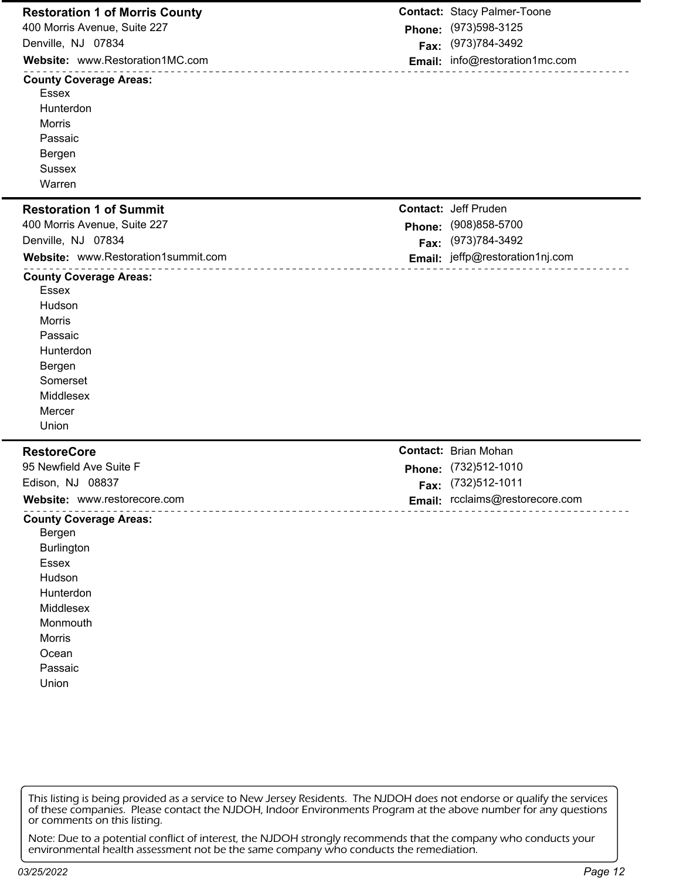## Restoration 1 of Morris County

400 Morris Avenue, Suite 227
Denville, NJ 07834

**Contact:** Stacy Palmer-Toone
**Phone:** (973)598-3125
**Fax:** (973)784-3492
**Website:** www.Restoration1MC.com
**Email:** info@restoration1mc.com

**County Coverage Areas:**

- Essex
- Hunterdon
- Morris
- Passaic
- Bergen
- Sussex
- Warren

## Restoration 1 of Summit

400 Morris Avenue, Suite 227
Denville, NJ 07834

**Contact:** Jeff Pruden
**Phone:** (908)858-5700
**Fax:** (973)784-3492
**Website:** www.Restoration1summit.com
**Email:** jeffp@restoration1nj.com

**County Coverage Areas:**

- Essex
- Hudson
- Morris
- Passaic
- Hunterdon
- Bergen
- Somerset
- Middlesex
- Mercer
- Union

## RestoreCore

95 Newfield Ave Suite F
Edison, NJ 08837

**Contact:** Brian Mohan
**Phone:** (732)512-1010
**Fax:** (732)512-1011
**Website:** www.restorecore.com
**Email:** rcclaims@restorecore.com

**County Coverage Areas:**

- Bergen
- Burlington
- Essex
- Hudson
- Hunterdon
- Middlesex
- Monmouth
- Morris
- Ocean
- Passaic
- Union

This listing is being provided as a service to New Jersey Residents. The NJDOH does not endorse or qualify the services of these companies. Please contact the NJDOH, Indoor Environments Program at the above number for any questions or comments on this listing.

Note: Due to a potential conflict of interest, the NJDOH strongly recommends that the company who conducts your environmental health assessment not be the same company who conducts the remediation.

03/25/2022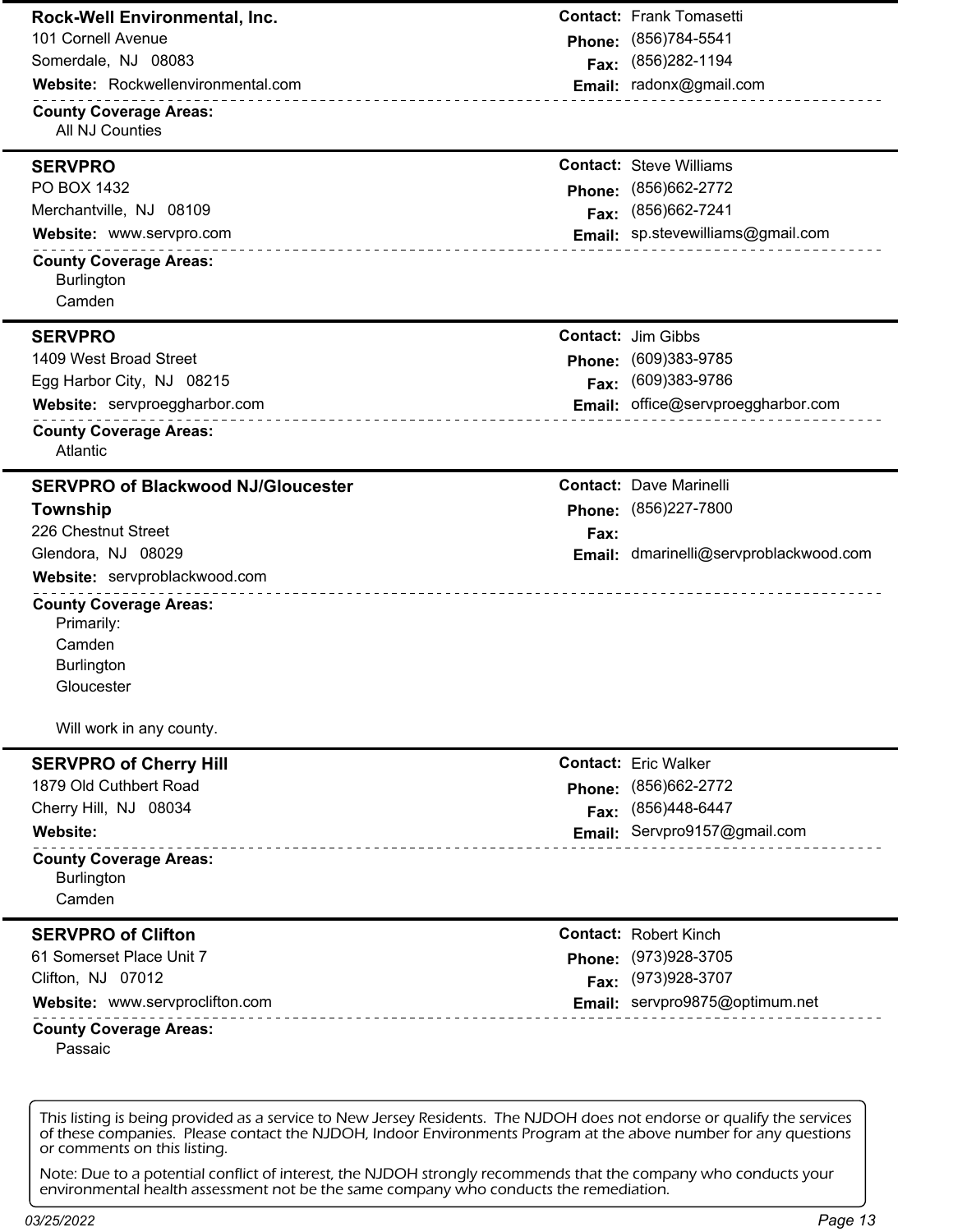## Rock-Well Environmental, Inc.

101 Cornell Avenue
Somerdale, NJ 08083

**Website:** Rockwellenvironmental.com

**Contact:** Frank Tomasetti
**Phone:** (856)784-5541
**Fax:** (856)282-1194
**Email:** radonx@gmail.com

**County Coverage Areas:**
All NJ Counties

---

## SERVPRO

PO BOX 1432
Merchantville, NJ 08109

**Website:** www.servpro.com

**Contact:** Steve Williams
**Phone:** (856)662-2772
**Fax:** (856)662-7241
**Email:** sp.stevewilliams@gmail.com

**County Coverage Areas:**
Burlington
Camden

---

## SERVPRO

1409 West Broad Street
Egg Harbor City, NJ 08215

**Website:** servproeggharbor.com

**Contact:** Jim Gibbs
**Phone:** (609)383-9785
**Fax:** (609)383-9786
**Email:** office@servproeggharbor.com

**County Coverage Areas:**
Atlantic

---

## SERVPRO of Blackwood NJ/Gloucester Township

226 Chestnut Street
Glendora, NJ 08029

**Website:** servproblackwood.com

**Contact:** Dave Marinelli
**Phone:** (856)227-7800
**Fax:**
**Email:** dmarinelli@servproblackwood.com

**County Coverage Areas:**
Primarily:
Camden
Burlington
Gloucester

Will work in any county.

---

## SERVPRO of Cherry Hill

1879 Old Cuthbert Road
Cherry Hill, NJ 08034

**Website:**

**Contact:** Eric Walker
**Phone:** (856)662-2772
**Fax:** (856)448-6447
**Email:** Servpro9157@gmail.com

**County Coverage Areas:**
Burlington
Camden

---

## SERVPRO of Clifton

61 Somerset Place Unit 7
Clifton, NJ 07012

**Website:** www.servproclifton.com

**Contact:** Robert Kinch
**Phone:** (973)928-3705
**Fax:** (973)928-3707
**Email:** servpro9875@optimum.net

**County Coverage Areas:**
Passaic

---

This listing is being provided as a service to New Jersey Residents. The NJDOH does not endorse or qualify the services of these companies. Please contact the NJDOH, Indoor Environments Program at the above number for any questions or comments on this listing.

Note: Due to a potential conflict of interest, the NJDOH strongly recommends that the company who conducts your environmental health assessment not be the same company who conducts the remediation.

03/25/2022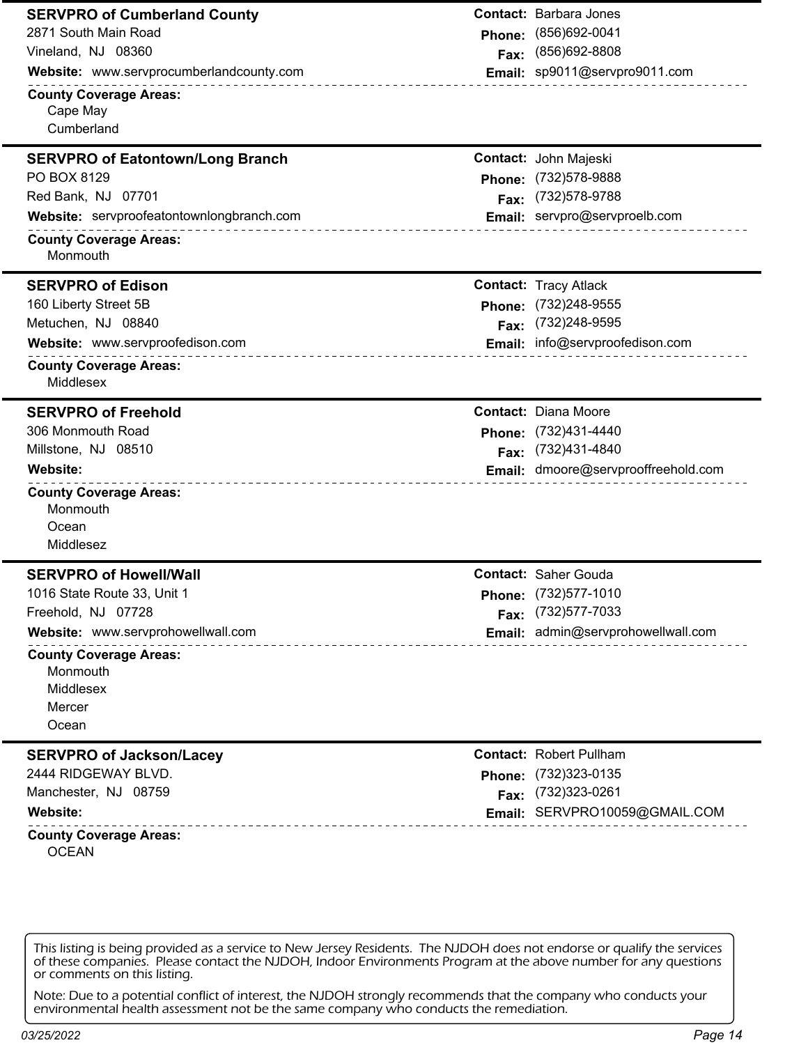## SERVPRO of Cumberland County

2871 South Main Road
Vineland, NJ 08360

**Website:** www.servprocumberlandcounty.com

**Contact:** Barbara Jones
**Phone:** (856)692-0041
**Fax:** (856)692-8808
**Email:** sp9011@servpro9011.com

**County Coverage Areas:**
- Cape May
- Cumberland

## SERVPRO of Eatontown/Long Branch

PO BOX 8129
Red Bank, NJ 07701

**Website:** servproofeatontownlongbranch.com

**Contact:** John Majeski
**Phone:** (732)578-9888
**Fax:** (732)578-9788
**Email:** servpro@servproelb.com

**County Coverage Areas:**
- Monmouth

## SERVPRO of Edison

160 Liberty Street 5B
Metuchen, NJ 08840

**Website:** www.servproofedison.com

**Contact:** Tracy Atlack
**Phone:** (732)248-9555
**Fax:** (732)248-9595
**Email:** info@servproofedison.com

**County Coverage Areas:**
- Middlesex

## SERVPRO of Freehold

306 Monmouth Road
Millstone, NJ 08510

**Website:**

**Contact:** Diana Moore
**Phone:** (732)431-4440
**Fax:** (732)431-4840
**Email:** dmoore@servprooffreehold.com

**County Coverage Areas:**
- Monmouth
- Ocean
- Middlesez

## SERVPRO of Howell/Wall

1016 State Route 33, Unit 1
Freehold, NJ 07728

**Website:** www.servprohowellwall.com

**Contact:** Saher Gouda
**Phone:** (732)577-1010
**Fax:** (732)577-7033
**Email:** admin@servprohowellwall.com

**County Coverage Areas:**
- Monmouth
- Middlesex
- Mercer
- Ocean

## SERVPRO of Jackson/Lacey

2444 RIDGEWAY BLVD.
Manchester, NJ 08759

**Website:**

**Contact:** Robert Pullham
**Phone:** (732)323-0135
**Fax:** (732)323-0261
**Email:** SERVPRO10059@GMAIL.COM

**County Coverage Areas:**
- OCEAN

This listing is being provided as a service to New Jersey Residents. The NJDOH does not endorse or qualify the services of these companies. Please contact the NJDOH, Indoor Environments Program at the above number for any questions or comments on this listing.

Note: Due to a potential conflict of interest, the NJDOH strongly recommends that the company who conducts your environmental health assessment not be the same company who conducts the remediation.

03/25/2022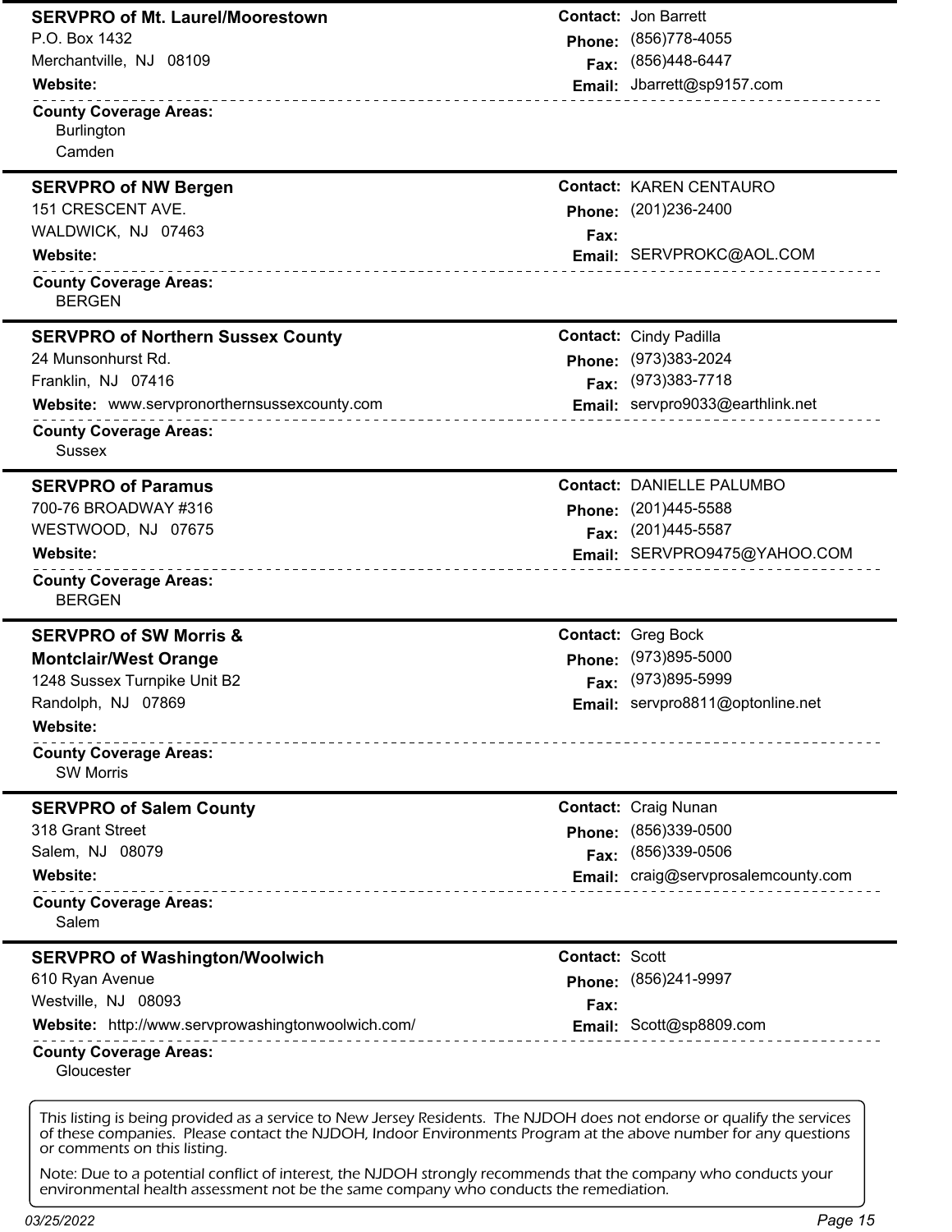## SERVPRO of Mt. Laurel/Moorestown

P.O. Box 1432
Merchantville, NJ 08109

**Website:**

**Contact:** Jon Barrett
**Phone:** (856)778-4055
**Fax:** (856)448-6447
**Email:** Jbarrett@sp9157.com

**County Coverage Areas:**
- Burlington
- Camden

---

## SERVPRO of NW Bergen

151 CRESCENT AVE.
WALDWICK, NJ 07463

**Website:**

**Contact:** KAREN CENTAURO
**Phone:** (201)236-2400
**Fax:**
**Email:** SERVPROKC@AOL.COM

**County Coverage Areas:**
- BERGEN

---

## SERVPRO of Northern Sussex County

24 Munsonhurst Rd.
Franklin, NJ 07416

**Website:** www.servpronorthernsussexcounty.com

**Contact:** Cindy Padilla
**Phone:** (973)383-2024
**Fax:** (973)383-7718
**Email:** servpro9033@earthlink.net

**County Coverage Areas:**
- Sussex

---

## SERVPRO of Paramus

700-76 BROADWAY #316
WESTWOOD, NJ 07675

**Website:**

**Contact:** DANIELLE PALUMBO
**Phone:** (201)445-5588
**Fax:** (201)445-5587
**Email:** SERVPRO9475@YAHOO.COM

**County Coverage Areas:**
- BERGEN

---

## SERVPRO of SW Morris & Montclair/West Orange

1248 Sussex Turnpike Unit B2
Randolph, NJ 07869

**Website:**

**Contact:** Greg Bock
**Phone:** (973)895-5000
**Fax:** (973)895-5999
**Email:** servpro8811@optonline.net

**County Coverage Areas:**
- SW Morris

---

## SERVPRO of Salem County

318 Grant Street
Salem, NJ 08079

**Website:**

**Contact:** Craig Nunan
**Phone:** (856)339-0500
**Fax:** (856)339-0506
**Email:** craig@servprosalemcounty.com

**County Coverage Areas:**
- Salem

---

## SERVPRO of Washington/Woolwich

610 Ryan Avenue
Westville, NJ 08093

**Website:** http://www.servprowashingtonwoolwich.com/

**Contact:** Scott
**Phone:** (856)241-9997
**Fax:**
**Email:** Scott@sp8809.com

**County Coverage Areas:**
- Gloucester

---

This listing is being provided as a service to New Jersey Residents. The NJDOH does not endorse or qualify the services of these companies. Please contact the NJDOH, Indoor Environments Program at the above number for any questions or comments on this listing.

Note: Due to a potential conflict of interest, the NJDOH strongly recommends that the company who conducts your environmental health assessment not be the same company who conducts the remediation.

03/25/2022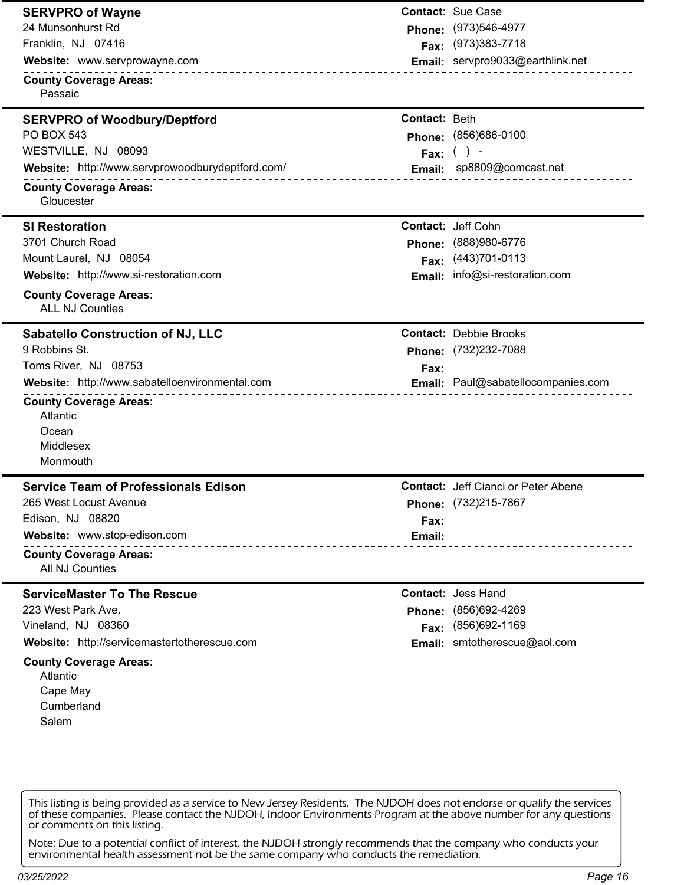## SERVPRO of Wayne

24 Munsonhurst Rd
Franklin, NJ 07416

**Website:** www.servprowayne.com

**Contact:** Sue Case
**Phone:** (973)546-4977
**Fax:** (973)383-7718
**Email:** servpro9033@earthlink.net

**County Coverage Areas:**
- Passaic

---

## SERVPRO of Woodbury/Deptford

PO BOX 543
WESTVILLE, NJ 08093

**Website:** http://www.servprowoodburydeptford.com/

**Contact:** Beth
**Phone:** (856)686-0100
**Fax:** ( ) -
**Email:** sp8809@comcast.net

**County Coverage Areas:**
- Gloucester

---

## SI Restoration

3701 Church Road
Mount Laurel, NJ 08054

**Website:** http://www.si-restoration.com

**Contact:** Jeff Cohn
**Phone:** (888)980-6776
**Fax:** (443)701-0113
**Email:** info@si-restoration.com

**County Coverage Areas:**
- ALL NJ Counties

---

## Sabatello Construction of NJ, LLC

9 Robbins St.
Toms River, NJ 08753

**Website:** http://www.sabatelloenvironmental.com

**Contact:** Debbie Brooks
**Phone:** (732)232-7088
**Fax:**
**Email:** Paul@sabatellocompanies.com

**County Coverage Areas:**
- Atlantic
- Ocean
- Middlesex
- Monmouth

---

## Service Team of Professionals Edison

265 West Locust Avenue
Edison, NJ 08820

**Website:** www.stop-edison.com

**Contact:** Jeff Cianci or Peter Abene
**Phone:** (732)215-7867
**Fax:**
**Email:**

**County Coverage Areas:**
- All NJ Counties

---

## ServiceMaster To The Rescue

223 West Park Ave.
Vineland, NJ 08360

**Website:** http://servicemastertotherescue.com

**Contact:** Jess Hand
**Phone:** (856)692-4269
**Fax:** (856)692-1169
**Email:** smtotherescue@aol.com

**County Coverage Areas:**
- Atlantic
- Cape May
- Cumberland
- Salem

---

This listing is being provided as a service to New Jersey Residents. The NJDOH does not endorse or qualify the services of these companies. Please contact the NJDOH, Indoor Environments Program at the above number for any questions or comments on this listing.

Note: Due to a potential conflict of interest, the NJDOH strongly recommends that the company who conducts your environmental health assessment not be the same company who conducts the remediation.

03/25/2022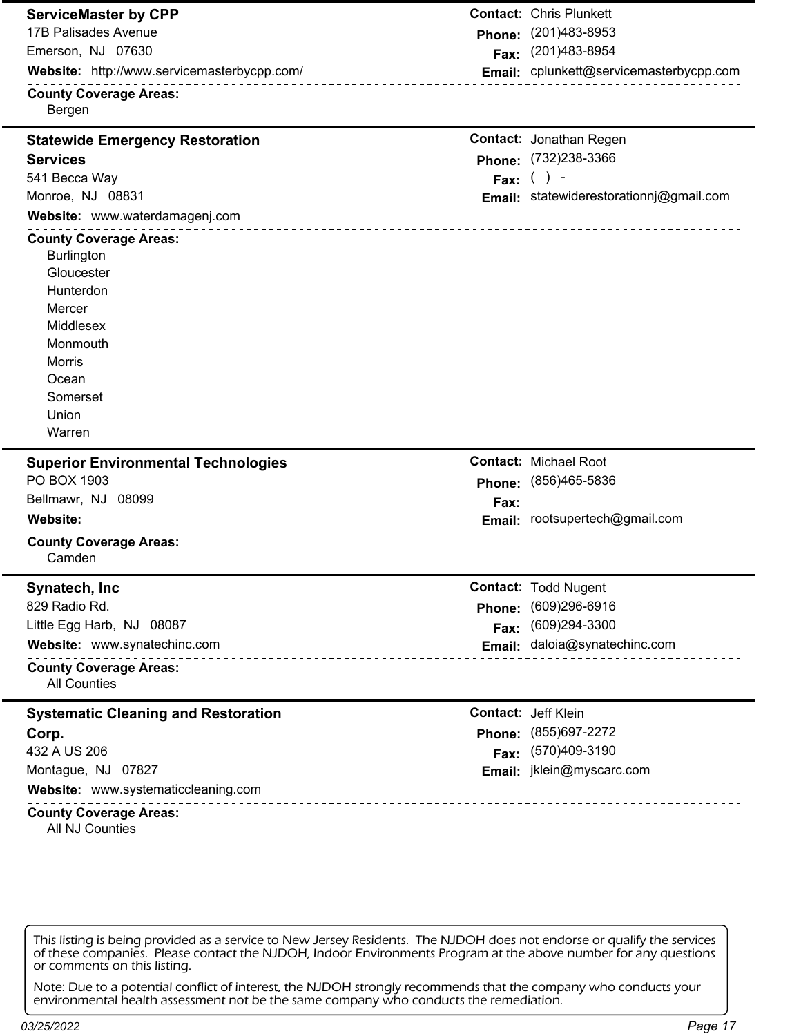## ServiceMaster by CPP

17B Palisades Avenue
Emerson, NJ 07630

**Website:** http://www.servicemasterbycpp.com/

**Contact:** Chris Plunkett
**Phone:** (201)483-8953
**Fax:** (201)483-8954
**Email:** cplunkett@servicemasterbycpp.com

**County Coverage Areas:**
- Bergen

---

## Statewide Emergency Restoration Services

541 Becca Way
Monroe, NJ 08831

**Website:** www.waterdamagenj.com

**Contact:** Jonathan Regen
**Phone:** (732)238-3366
**Fax:** ( ) -
**Email:** statewiderestorationnj@gmail.com

**County Coverage Areas:**
- Burlington
- Gloucester
- Hunterdon
- Mercer
- Middlesex
- Monmouth
- Morris
- Ocean
- Somerset
- Union
- Warren

---

## Superior Environmental Technologies

PO BOX 1903
Bellmawr, NJ 08099

**Website:**

**Contact:** Michael Root
**Phone:** (856)465-5836
**Fax:**
**Email:** rootsupertech@gmail.com

**County Coverage Areas:**
- Camden

---

## Synatech, Inc

829 Radio Rd.
Little Egg Harb, NJ 08087

**Website:** www.synatechinc.com

**Contact:** Todd Nugent
**Phone:** (609)296-6916
**Fax:** (609)294-3300
**Email:** daloia@synatechinc.com

**County Coverage Areas:**
- All Counties

---

## Systematic Cleaning and Restoration Corp.

432 A US 206
Montague, NJ 07827

**Website:** www.systematiccleaning.com

**Contact:** Jeff Klein
**Phone:** (855)697-2272
**Fax:** (570)409-3190
**Email:** jklein@myscarc.com

**County Coverage Areas:**
- All NJ Counties

---

This listing is being provided as a service to New Jersey Residents. The NJDOH does not endorse or qualify the services of these companies. Please contact the NJDOH, Indoor Environments Program at the above number for any questions or comments on this listing.

Note: Due to a potential conflict of interest, the NJDOH strongly recommends that the company who conducts your environmental health assessment not be the same company who conducts the remediation.

03/25/2022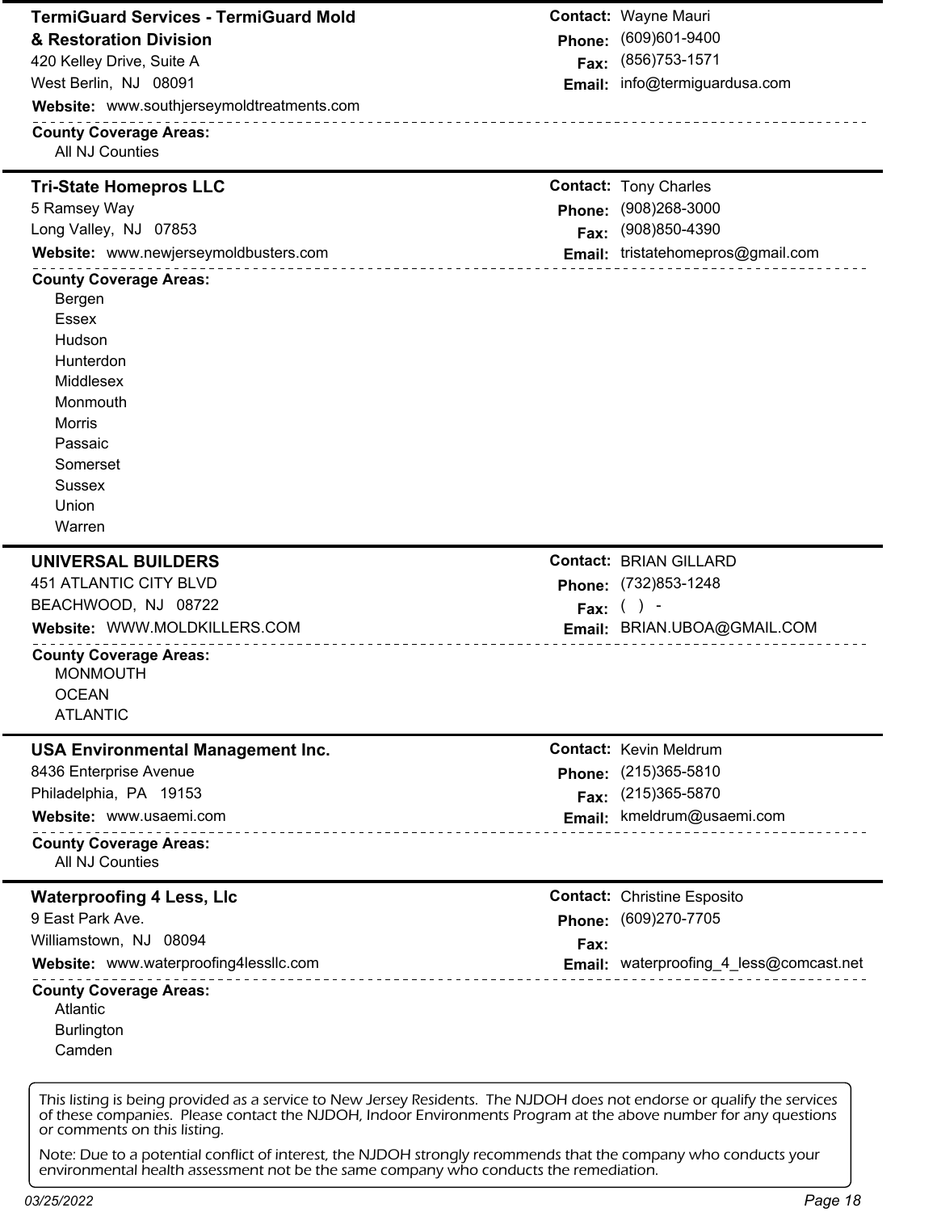## TermiGuard Services - TermiGuard Mold & Restoration Division

420 Kelley Drive, Suite A
West Berlin, NJ 08091

**Website:** www.southjerseymoldtreatments.com

**Contact:** Wayne Mauri
**Phone:** (609)601-9400
**Fax:** (856)753-1571
**Email:** info@termiguardusa.com

**County Coverage Areas:**
- All NJ Counties

## Tri-State Homepros LLC

5 Ramsey Way
Long Valley, NJ 07853

**Website:** www.newjerseymoldbusters.com

**Contact:** Tony Charles
**Phone:** (908)268-3000
**Fax:** (908)850-4390
**Email:** tristatehomepros@gmail.com

**County Coverage Areas:**
- Bergen
- Essex
- Hudson
- Hunterdon
- Middlesex
- Monmouth
- Morris
- Passaic
- Somerset
- Sussex
- Union
- Warren

## UNIVERSAL BUILDERS

451 ATLANTIC CITY BLVD
BEACHWOOD, NJ 08722

**Website:** WWW.MOLDKILLERS.COM

**Contact:** BRIAN GILLARD
**Phone:** (732)853-1248
**Fax:** ( ) -
**Email:** BRIAN.UBOA@GMAIL.COM

**County Coverage Areas:**
- MONMOUTH
- OCEAN
- ATLANTIC

## USA Environmental Management Inc.

8436 Enterprise Avenue
Philadelphia, PA 19153

**Website:** www.usaemi.com

**Contact:** Kevin Meldrum
**Phone:** (215)365-5810
**Fax:** (215)365-5870
**Email:** kmeldrum@usaemi.com

**County Coverage Areas:**
- All NJ Counties

## Waterproofing 4 Less, Llc

9 East Park Ave.
Williamstown, NJ 08094

**Website:** www.waterproofing4lessllc.com

**Contact:** Christine Esposito
**Phone:** (609)270-7705
**Fax:**
**Email:** waterproofing_4_less@comcast.net

**County Coverage Areas:**
- Atlantic
- Burlington
- Camden

---

This listing is being provided as a service to New Jersey Residents. The NJDOH does not endorse or qualify the services of these companies. Please contact the NJDOH, Indoor Environments Program at the above number for any questions or comments on this listing.

Note: Due to a potential conflict of interest, the NJDOH strongly recommends that the company who conducts your environmental health assessment not be the same company who conducts the remediation.

03/25/2022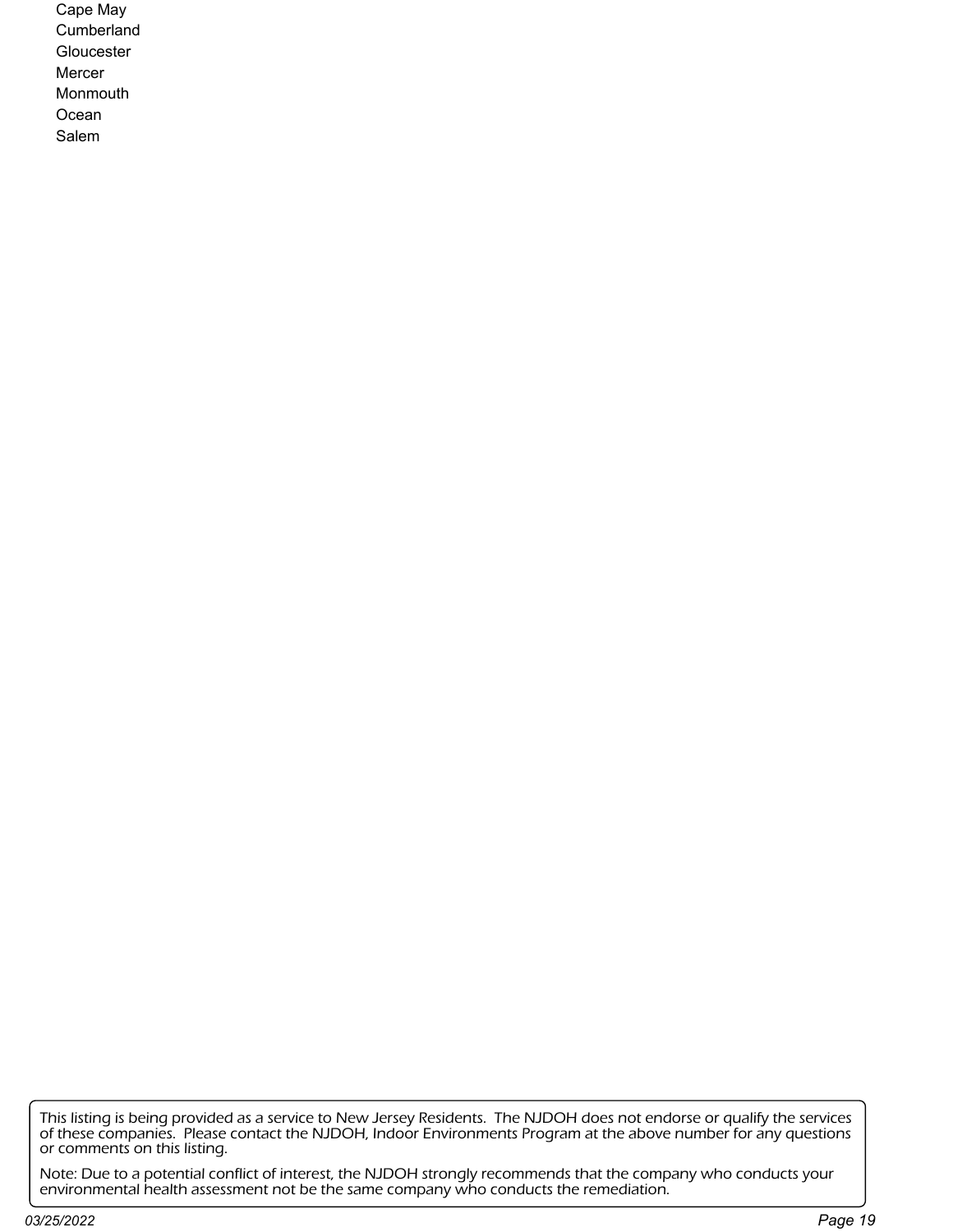Cape May
Cumberland
Gloucester
Mercer
Monmouth
Ocean
Salem

This listing is being provided as a service to New Jersey Residents. The NJDOH does not endorse or qualify the services of these companies. Please contact the NJDOH, Indoor Environments Program at the above number for any questions or comments on this listing.

Note: Due to a potential conflict of interest, the NJDOH strongly recommends that the company who conducts your environmental health assessment not be the same company who conducts the remediation.